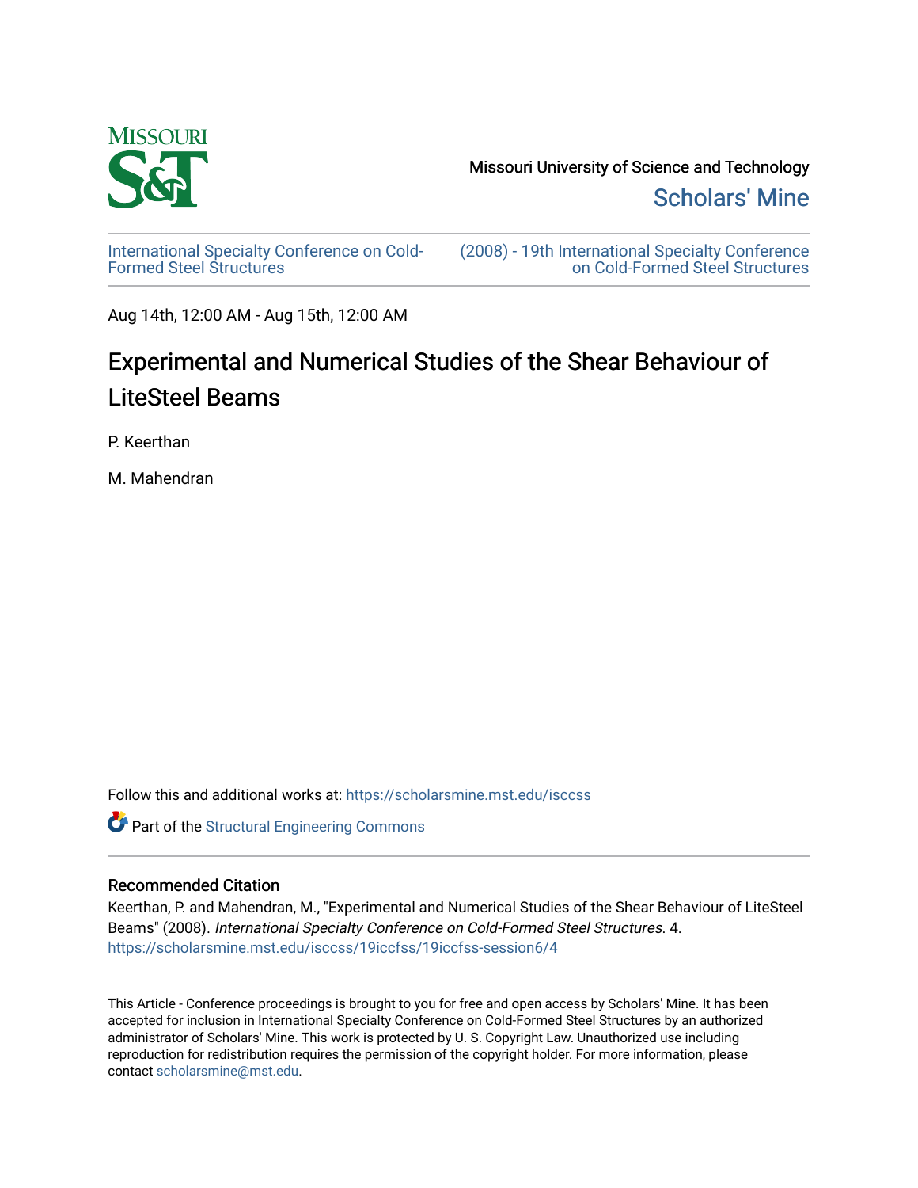Missouri University of Science and Technology

Scholars' Mine

International Specialty Conference on Cold-Formed Steel Structures

(2008) - 19th International Specialty Conference on Cold-Formed Steel Structures

Aug 14th, 12:00 AM - Aug 15th, 12:00 AM

# Experimental and Numerical Studies of the Shear Behaviour of LiteSteel Beams

P. Keerthan

M. Mahendran

Follow this and additional works at: https://scholarsmine.mst.edu/isccss

Part of the Structural Engineering Commons

## Recommended Citation

Keerthan, P. and Mahendran, M., "Experimental and Numerical Studies of the Shear Behaviour of LiteSteel Beams" (2008). *International Specialty Conference on Cold-Formed Steel Structures*. 4.
https://scholarsmine.mst.edu/isccss/19iccfss/19iccfss-session6/4

This Article - Conference proceedings is brought to you for free and open access by Scholars' Mine. It has been accepted for inclusion in International Specialty Conference on Cold-Formed Steel Structures by an authorized administrator of Scholars' Mine. This work is protected by U. S. Copyright Law. Unauthorized use including reproduction for redistribution requires the permission of the copyright holder. For more information, please contact scholarsmine@mst.edu.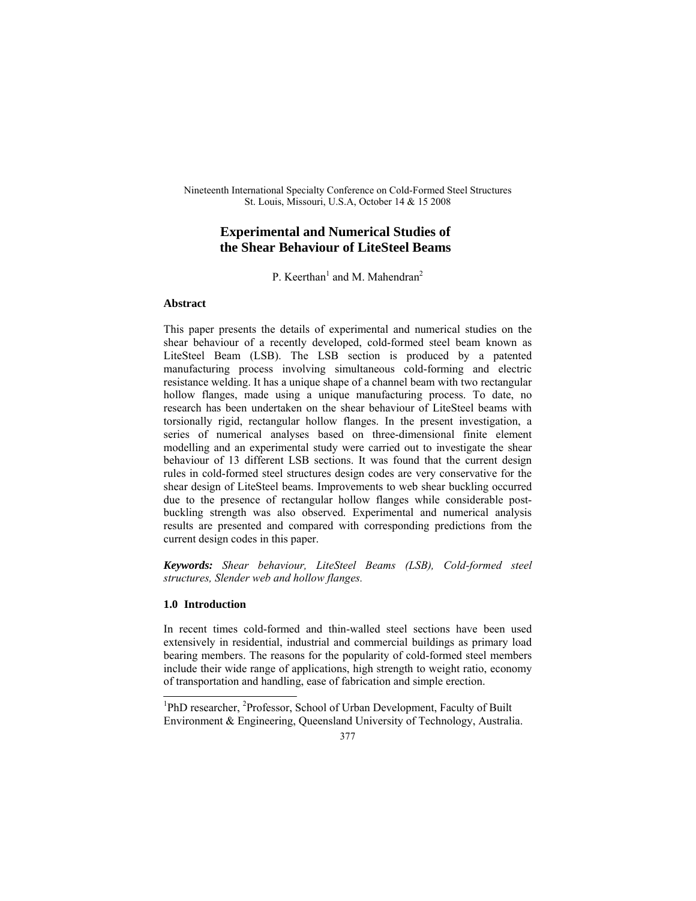Nineteenth International Specialty Conference on Cold-Formed Steel Structures
St. Louis, Missouri, U.S.A, October 14 & 15 2008

# Experimental and Numerical Studies of the Shear Behaviour of LiteSteel Beams

P. Keerthan[1] and M. Mahendran[2]

## Abstract

This paper presents the details of experimental and numerical studies on the shear behaviour of a recently developed, cold-formed steel beam known as LiteSteel Beam (LSB). The LSB section is produced by a patented manufacturing process involving simultaneous cold-forming and electric resistance welding. It has a unique shape of a channel beam with two rectangular hollow flanges, made using a unique manufacturing process. To date, no research has been undertaken on the shear behaviour of LiteSteel beams with torsionally rigid, rectangular hollow flanges. In the present investigation, a series of numerical analyses based on three-dimensional finite element modelling and an experimental study were carried out to investigate the shear behaviour of 13 different LSB sections. It was found that the current design rules in cold-formed steel structures design codes are very conservative for the shear design of LiteSteel beams. Improvements to web shear buckling occurred due to the presence of rectangular hollow flanges while considerable post-buckling strength was also observed. Experimental and numerical analysis results are presented and compared with corresponding predictions from the current design codes in this paper.

***Keywords:*** *Shear behaviour, LiteSteel Beams (LSB), Cold-formed steel structures, Slender web and hollow flanges.*

## 1.0 Introduction

In recent times cold-formed and thin-walled steel sections have been used extensively in residential, industrial and commercial buildings as primary load bearing members. The reasons for the popularity of cold-formed steel members include their wide range of applications, high strength to weight ratio, economy of transportation and handling, ease of fabrication and simple erection.

[1]PhD researcher, [2]Professor, School of Urban Development, Faculty of Built Environment & Engineering, Queensland University of Technology, Australia.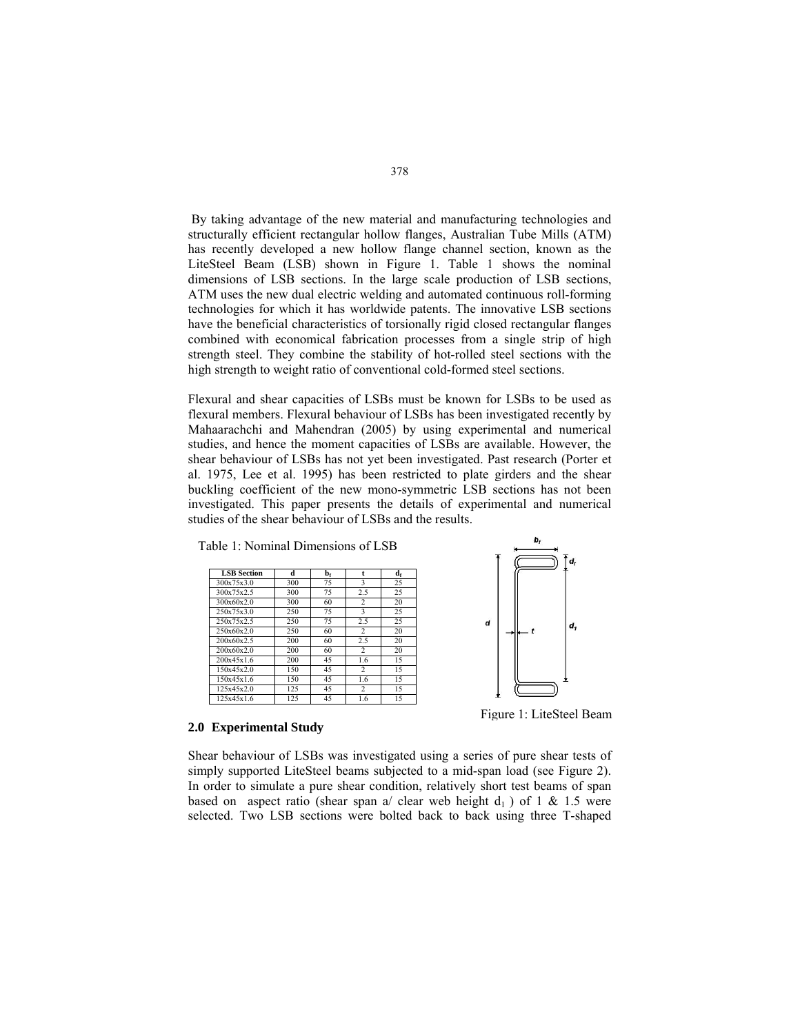By taking advantage of the new material and manufacturing technologies and structurally efficient rectangular hollow flanges, Australian Tube Mills (ATM) has recently developed a new hollow flange channel section, known as the LiteSteel Beam (LSB) shown in Figure 1. Table 1 shows the nominal dimensions of LSB sections. In the large scale production of LSB sections, ATM uses the new dual electric welding and automated continuous roll-forming technologies for which it has worldwide patents. The innovative LSB sections have the beneficial characteristics of torsionally rigid closed rectangular flanges combined with economical fabrication processes from a single strip of high strength steel. They combine the stability of hot-rolled steel sections with the high strength to weight ratio of conventional cold-formed steel sections.

Flexural and shear capacities of LSBs must be known for LSBs to be used as flexural members. Flexural behaviour of LSBs has been investigated recently by Mahaarachchi and Mahendran (2005) by using experimental and numerical studies, and hence the moment capacities of LSBs are available. However, the shear behaviour of LSBs has not yet been investigated. Past research (Porter et al. 1975, Lee et al. 1995) has been restricted to plate girders and the shear buckling coefficient of the new mono-symmetric LSB sections has not been investigated. This paper presents the details of experimental and numerical studies of the shear behaviour of LSBs and the results.

Table 1: Nominal Dimensions of LSB

| LSB Section | d | $b_f$ | t | $d_f$ |
|---|---|---|---|---|
| 300x75x3.0 | 300 | 75 | 3 | 25 |
| 300x75x2.5 | 300 | 75 | 2.5 | 25 |
| 300x60x2.0 | 300 | 60 | 2 | 20 |
| 250x75x3.0 | 250 | 75 | 3 | 25 |
| 250x75x2.5 | 250 | 75 | 2.5 | 25 |
| 250x60x2.0 | 250 | 60 | 2 | 20 |
| 200x60x2.5 | 200 | 60 | 2.5 | 20 |
| 200x60x2.0 | 200 | 60 | 2 | 20 |
| 200x45x1.6 | 200 | 45 | 1.6 | 15 |
| 150x45x2.0 | 150 | 45 | 2 | 15 |
| 150x45x1.6 | 150 | 45 | 1.6 | 15 |
| 125x45x2.0 | 125 | 45 | 2 | 15 |
| 125x45x1.6 | 125 | 45 | 1.6 | 15 |

Figure 1: LiteSteel Beam

## 2.0 Experimental Study

Shear behaviour of LSBs was investigated using a series of pure shear tests of simply supported LiteSteel beams subjected to a mid-span load (see Figure 2). In order to simulate a pure shear condition, relatively short test beams of span based on aspect ratio (shear span a/ clear web height $d_1$ ) of 1 & 1.5 were selected. Two LSB sections were bolted back to back using three T-shaped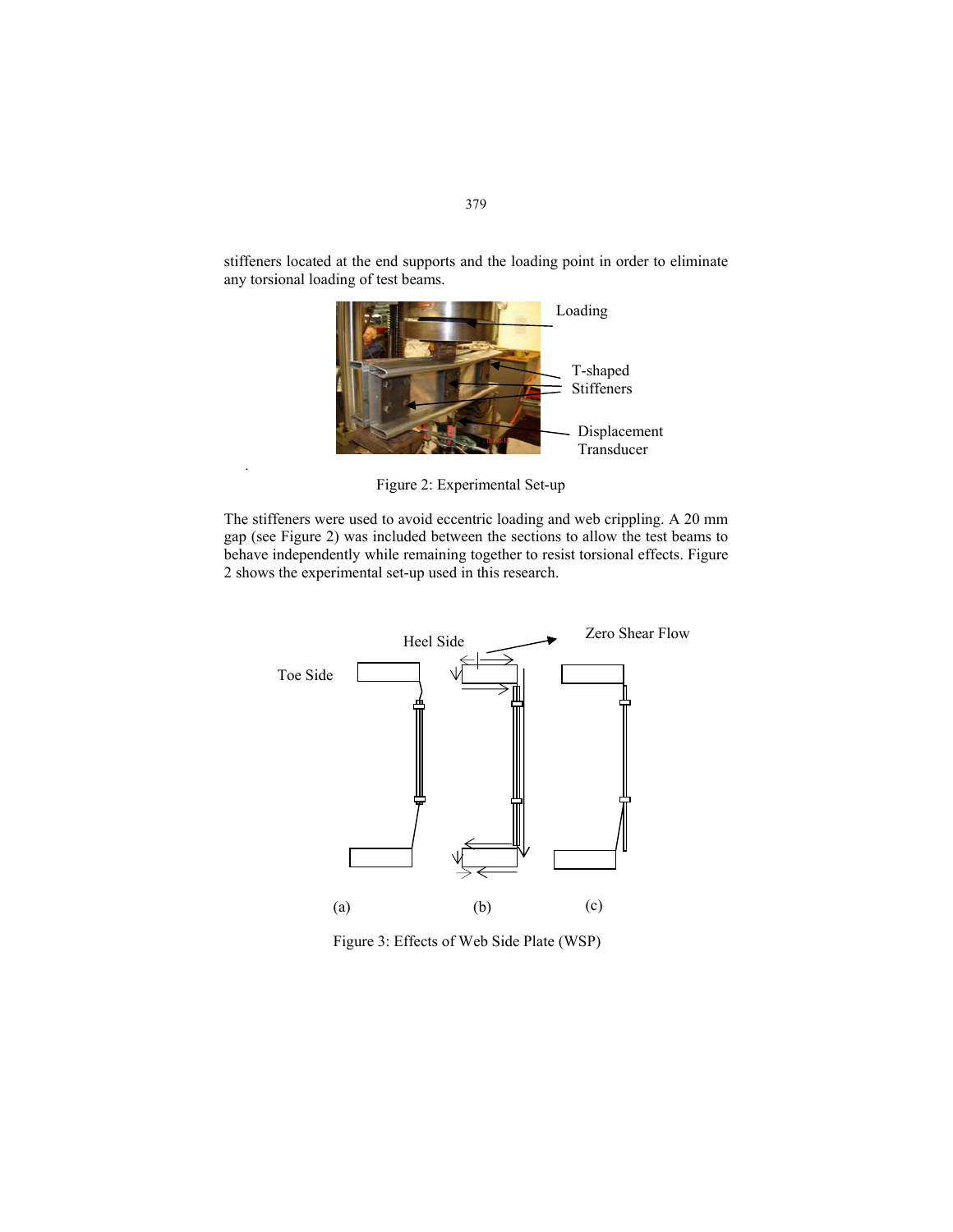stiffeners located at the end supports and the loading point in order to eliminate any torsional loading of test beams.

Figure 2: Experimental Set-up

The stiffeners were used to avoid eccentric loading and web crippling. A 20 mm gap (see Figure 2) was included between the sections to allow the test beams to behave independently while remaining together to resist torsional effects. Figure 2 shows the experimental set-up used in this research.

Figure 3: Effects of Web Side Plate (WSP)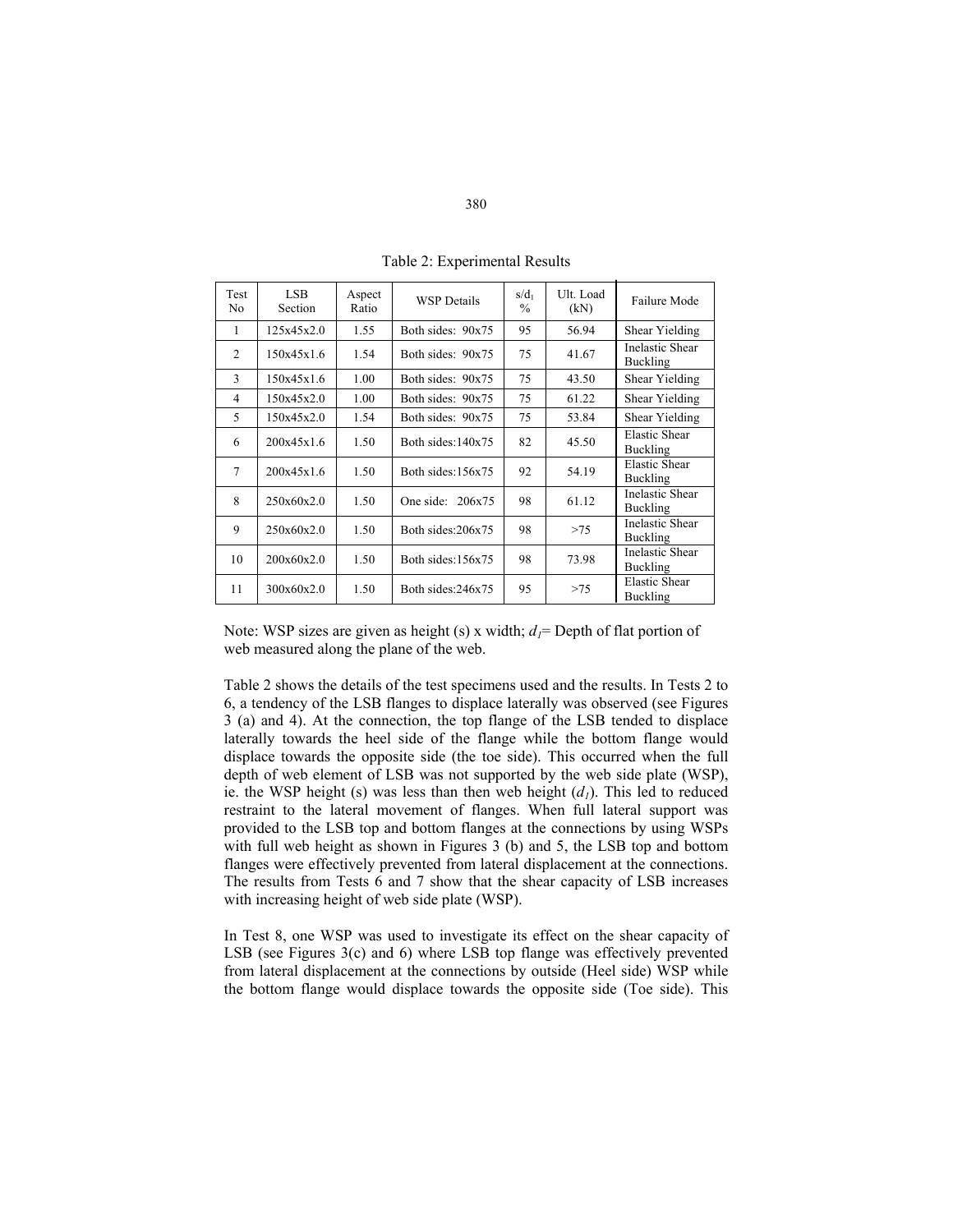Table 2: Experimental Results

| Test No | LSB Section | Aspect Ratio | WSP Details | $s/d_1$ % | Ult. Load (kN) | Failure Mode |
|---|---|---|---|---|---|---|
| 1 | 125x45x2.0 | 1.55 | Both sides: 90x75 | 95 | 56.94 | Shear Yielding |
| 2 | 150x45x1.6 | 1.54 | Both sides: 90x75 | 75 | 41.67 | Inelastic Shear Buckling |
| 3 | 150x45x1.6 | 1.00 | Both sides: 90x75 | 75 | 43.50 | Shear Yielding |
| 4 | 150x45x2.0 | 1.00 | Both sides: 90x75 | 75 | 61.22 | Shear Yielding |
| 5 | 150x45x2.0 | 1.54 | Both sides: 90x75 | 75 | 53.84 | Shear Yielding |
| 6 | 200x45x1.6 | 1.50 | Both sides:140x75 | 82 | 45.50 | Elastic Shear Buckling |
| 7 | 200x45x1.6 | 1.50 | Both sides:156x75 | 92 | 54.19 | Elastic Shear Buckling |
| 8 | 250x60x2.0 | 1.50 | One side: 206x75 | 98 | 61.12 | Inelastic Shear Buckling |
| 9 | 250x60x2.0 | 1.50 | Both sides:206x75 | 98 | >75 | Inelastic Shear Buckling |
| 10 | 200x60x2.0 | 1.50 | Both sides:156x75 | 98 | 73.98 | Inelastic Shear Buckling |
| 11 | 300x60x2.0 | 1.50 | Both sides:246x75 | 95 | >75 | Elastic Shear Buckling |

Note: WSP sizes are given as height (s) x width; $d_1$= Depth of flat portion of web measured along the plane of the web.

Table 2 shows the details of the test specimens used and the results. In Tests 2 to 6, a tendency of the LSB flanges to displace laterally was observed (see Figures 3 (a) and 4). At the connection, the top flange of the LSB tended to displace laterally towards the heel side of the flange while the bottom flange would displace towards the opposite side (the toe side). This occurred when the full depth of web element of LSB was not supported by the web side plate (WSP), ie. the WSP height (s) was less than then web height ($d_1$). This led to reduced restraint to the lateral movement of flanges. When full lateral support was provided to the LSB top and bottom flanges at the connections by using WSPs with full web height as shown in Figures 3 (b) and 5, the LSB top and bottom flanges were effectively prevented from lateral displacement at the connections. The results from Tests 6 and 7 show that the shear capacity of LSB increases with increasing height of web side plate (WSP).

In Test 8, one WSP was used to investigate its effect on the shear capacity of LSB (see Figures 3(c) and 6) where LSB top flange was effectively prevented from lateral displacement at the connections by outside (Heel side) WSP while the bottom flange would displace towards the opposite side (Toe side). This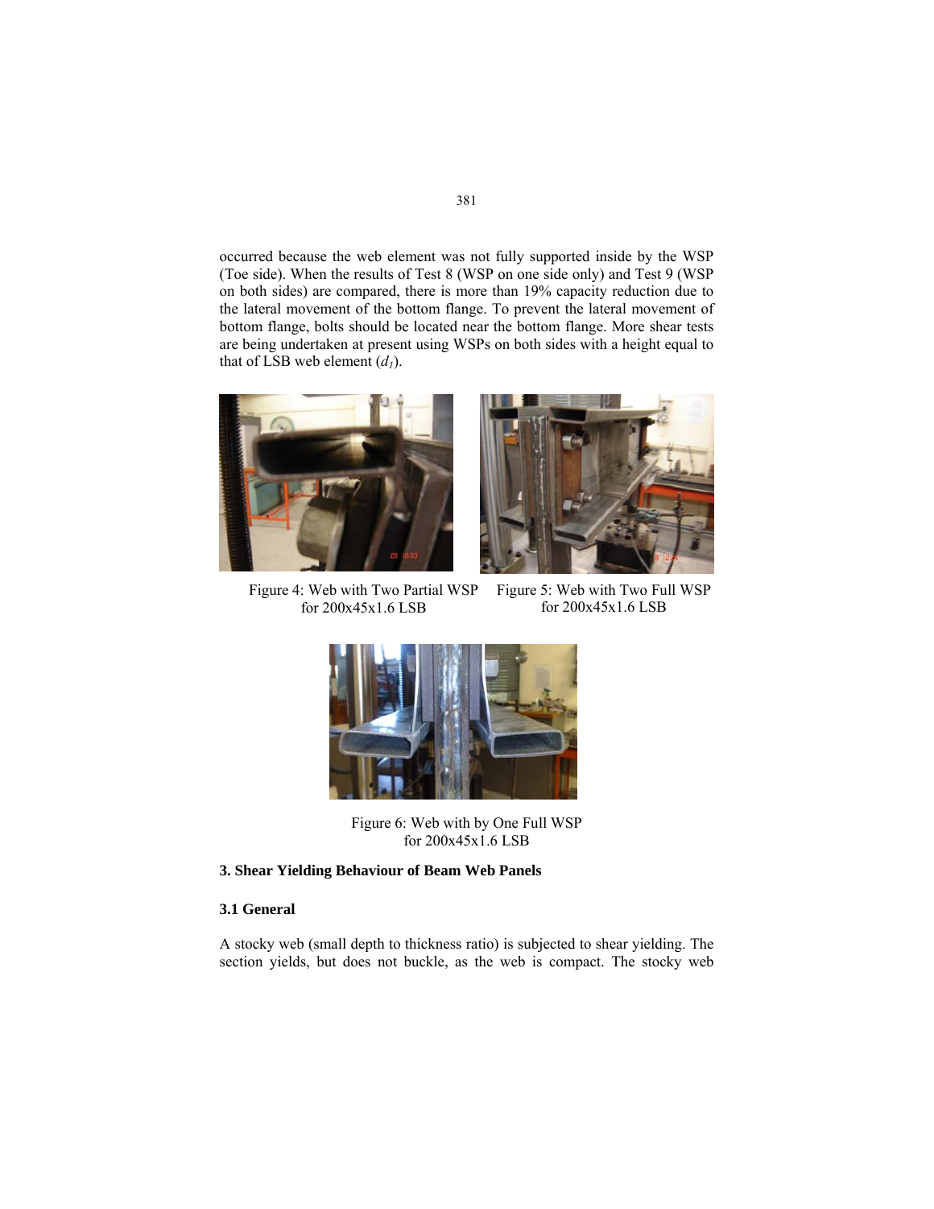occurred because the web element was not fully supported inside by the WSP (Toe side). When the results of Test 8 (WSP on one side only) and Test 9 (WSP on both sides) are compared, there is more than 19% capacity reduction due to the lateral movement of the bottom flange. To prevent the lateral movement of bottom flange, bolts should be located near the bottom flange. More shear tests are being undertaken at present using WSPs on both sides with a height equal to that of LSB web element ($d_1$).

Figure 4: Web with Two Partial WSP for 200x45x1.6 LSB

Figure 5: Web with Two Full WSP for 200x45x1.6 LSB

Figure 6: Web with by One Full WSP for 200x45x1.6 LSB

## 3. Shear Yielding Behaviour of Beam Web Panels

### 3.1 General

A stocky web (small depth to thickness ratio) is subjected to shear yielding. The section yields, but does not buckle, as the web is compact. The stocky web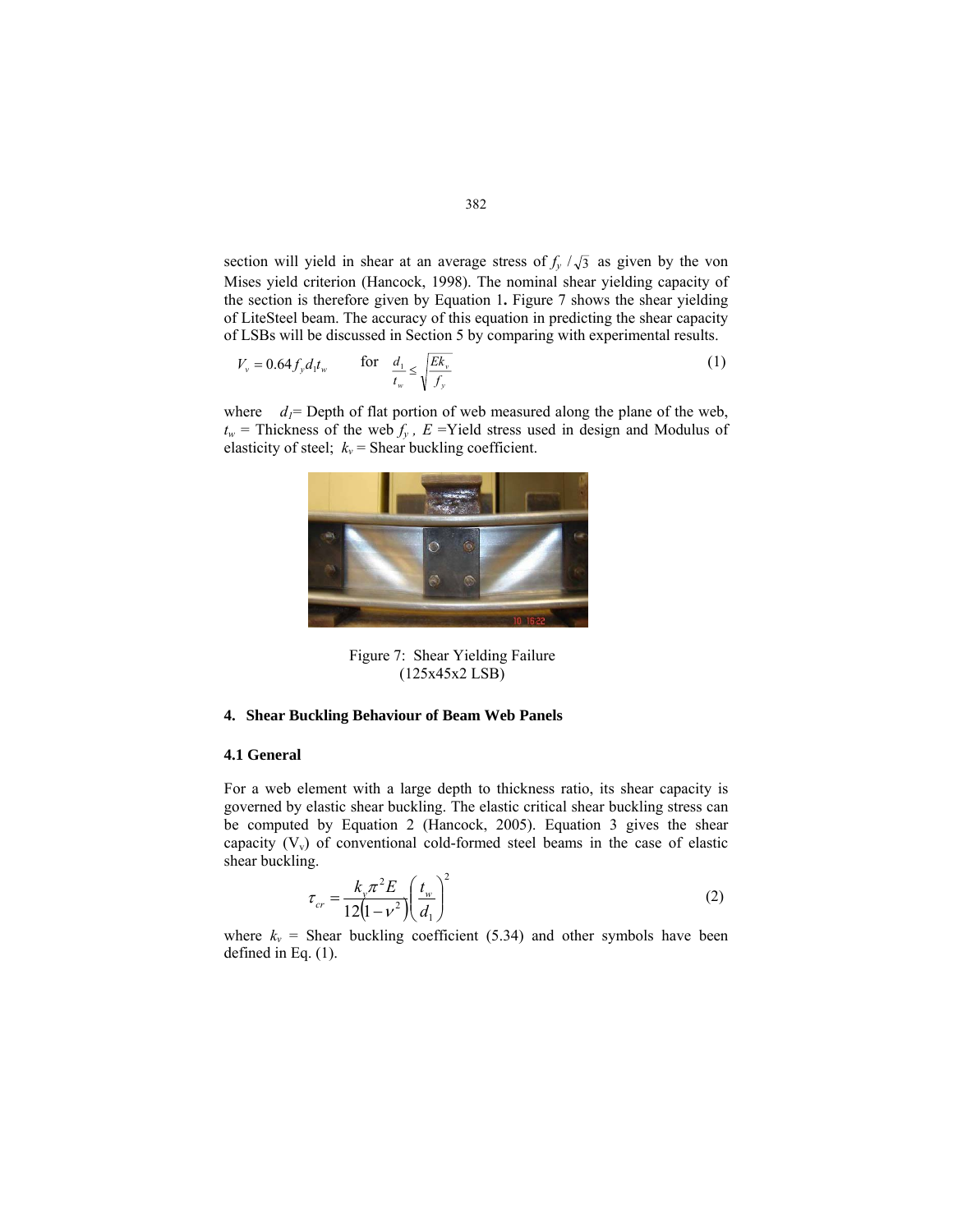section will yield in shear at an average stress of $f_y / \sqrt{3}$ as given by the von Mises yield criterion (Hancock, 1998). The nominal shear yielding capacity of the section is therefore given by Equation 1**.** Figure 7 shows the shear yielding of LiteSteel beam. The accuracy of this equation in predicting the shear capacity of LSBs will be discussed in Section 5 by comparing with experimental results.

$$V_v = 0.64 f_y d_1 t_w \qquad \text{for} \quad \frac{d_1}{t_w} \le \sqrt{\frac{E k_v}{f_y}} \tag{1}$$

where $d_1$= Depth of flat portion of web measured along the plane of the web, $t_w$ = Thickness of the web $f_y$ , $E$ =Yield stress used in design and Modulus of elasticity of steel; $k_v$ = Shear buckling coefficient.

Figure 7: Shear Yielding Failure (125x45x2 LSB)

## 4. Shear Buckling Behaviour of Beam Web Panels

### 4.1 General

For a web element with a large depth to thickness ratio, its shear capacity is governed by elastic shear buckling. The elastic critical shear buckling stress can be computed by Equation 2 (Hancock, 2005). Equation 3 gives the shear capacity ($V_v$) of conventional cold-formed steel beams in the case of elastic shear buckling.

$$\tau_{cr} = \frac{k_v \pi^2 E}{12(1-\nu^2)} \left( \frac{t_w}{d_1} \right)^2 \tag{2}$$

where $k_v$ = Shear buckling coefficient (5.34) and other symbols have been defined in Eq. (1).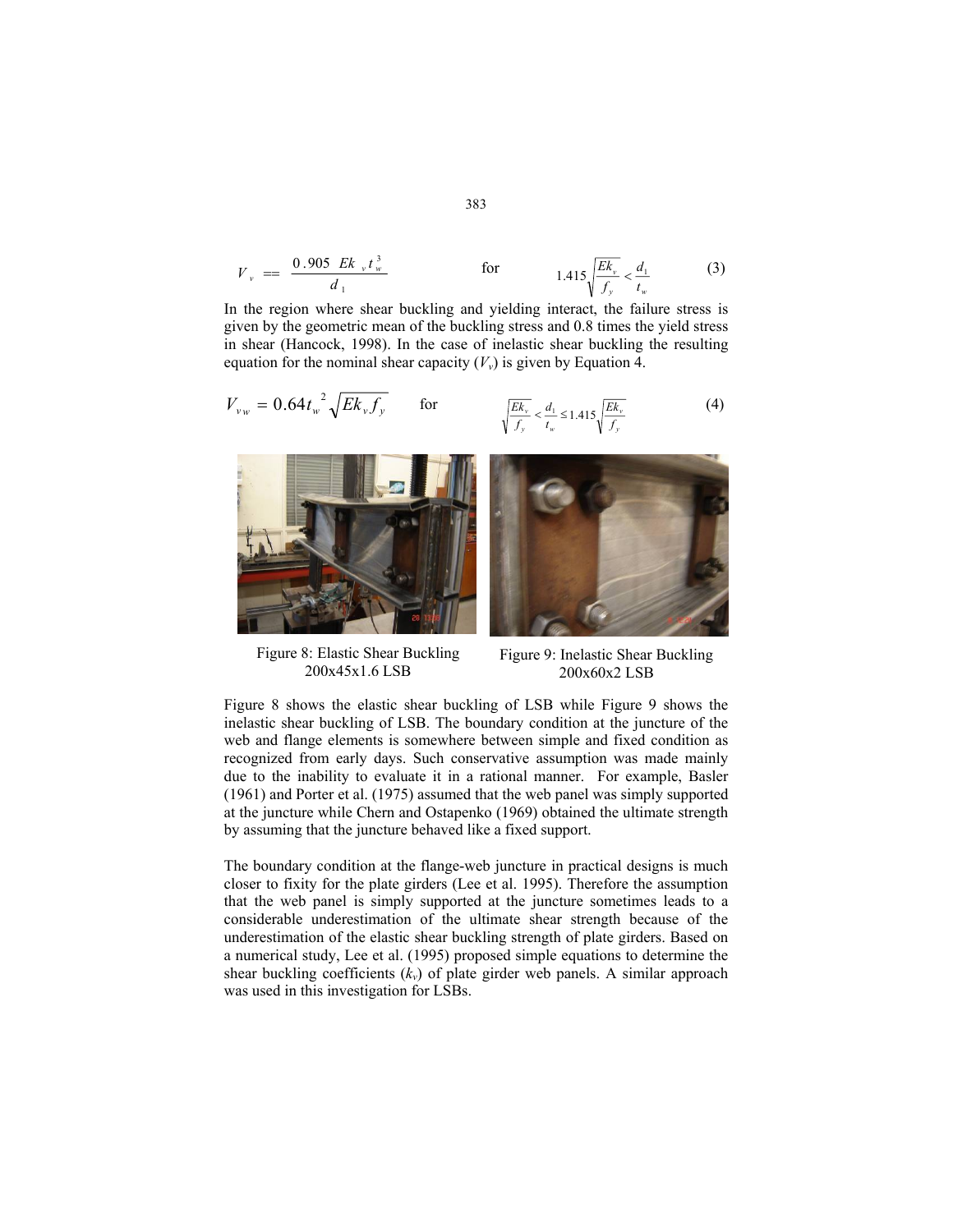$$V_v = \frac{0.905\ Ek_v t_w^3}{d_1} \qquad \text{for} \qquad 1.415\sqrt{\frac{Ek_v}{f_y}} < \frac{d_1}{t_w} \qquad (3)$$

In the region where shear buckling and yielding interact, the failure stress is given by the geometric mean of the buckling stress and 0.8 times the yield stress in shear (Hancock, 1998). In the case of inelastic shear buckling the resulting equation for the nominal shear capacity ($V_v$) is given by Equation 4.

$$V_{vw} = 0.64 t_w^{\ 2}\sqrt{Ek_v f_y} \qquad \text{for} \qquad \sqrt{\frac{Ek_v}{f_y}} < \frac{d_1}{t_w} \leq 1.415\sqrt{\frac{Ek_v}{f_y}} \qquad (4)$$

Figure 8: Elastic Shear Buckling 200x45x1.6 LSB

Figure 9: Inelastic Shear Buckling 200x60x2 LSB

Figure 8 shows the elastic shear buckling of LSB while Figure 9 shows the inelastic shear buckling of LSB. The boundary condition at the juncture of the web and flange elements is somewhere between simple and fixed condition as recognized from early days. Such conservative assumption was made mainly due to the inability to evaluate it in a rational manner. For example, Basler (1961) and Porter et al. (1975) assumed that the web panel was simply supported at the juncture while Chern and Ostapenko (1969) obtained the ultimate strength by assuming that the juncture behaved like a fixed support.

The boundary condition at the flange-web juncture in practical designs is much closer to fixity for the plate girders (Lee et al. 1995). Therefore the assumption that the web panel is simply supported at the juncture sometimes leads to a considerable underestimation of the ultimate shear strength because of the underestimation of the elastic shear buckling strength of plate girders. Based on a numerical study, Lee et al. (1995) proposed simple equations to determine the shear buckling coefficients ($k_v$) of plate girder web panels. A similar approach was used in this investigation for LSBs.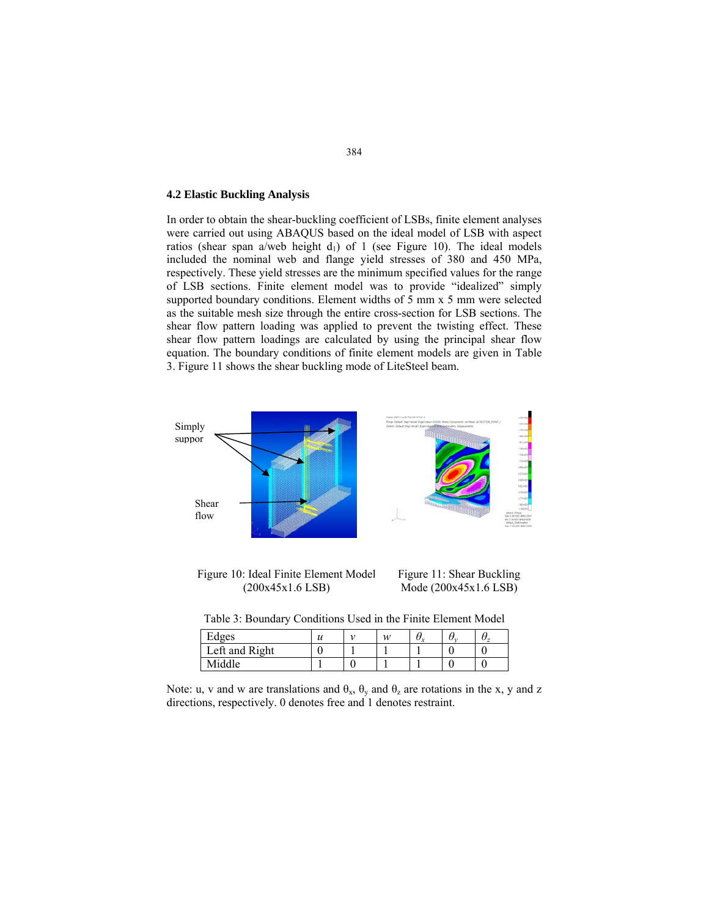### 4.2 Elastic Buckling Analysis

In order to obtain the shear-buckling coefficient of LSBs, finite element analyses were carried out using ABAQUS based on the ideal model of LSB with aspect ratios (shear span a/web height $d_1$) of 1 (see Figure 10). The ideal models included the nominal web and flange yield stresses of 380 and 450 MPa, respectively. These yield stresses are the minimum specified values for the range of LSB sections. Finite element model was to provide "idealized" simply supported boundary conditions. Element widths of 5 mm x 5 mm were selected as the suitable mesh size through the entire cross-section for LSB sections. The shear flow pattern loading was applied to prevent the twisting effect. These shear flow pattern loadings are calculated by using the principal shear flow equation. The boundary conditions of finite element models are given in Table 3. Figure 11 shows the shear buckling mode of LiteSteel beam.

Figure 10: Ideal Finite Element Model (200x45x1.6 LSB)

Figure 11: Shear Buckling Mode (200x45x1.6 LSB)

Table 3: Boundary Conditions Used in the Finite Element Model

| Edges | $u$ | $v$ | $w$ | $\theta_x$ | $\theta_y$ | $\theta_z$ |
|---|---|---|---|---|---|---|
| Left and Right | 0 | 1 | 1 | 1 | 0 | 0 |
| Middle | 1 | 0 | 1 | 1 | 0 | 0 |

Note: u, v and w are translations and $\theta_x$, $\theta_y$ and $\theta_z$ are rotations in the x, y and z directions, respectively. 0 denotes free and 1 denotes restraint.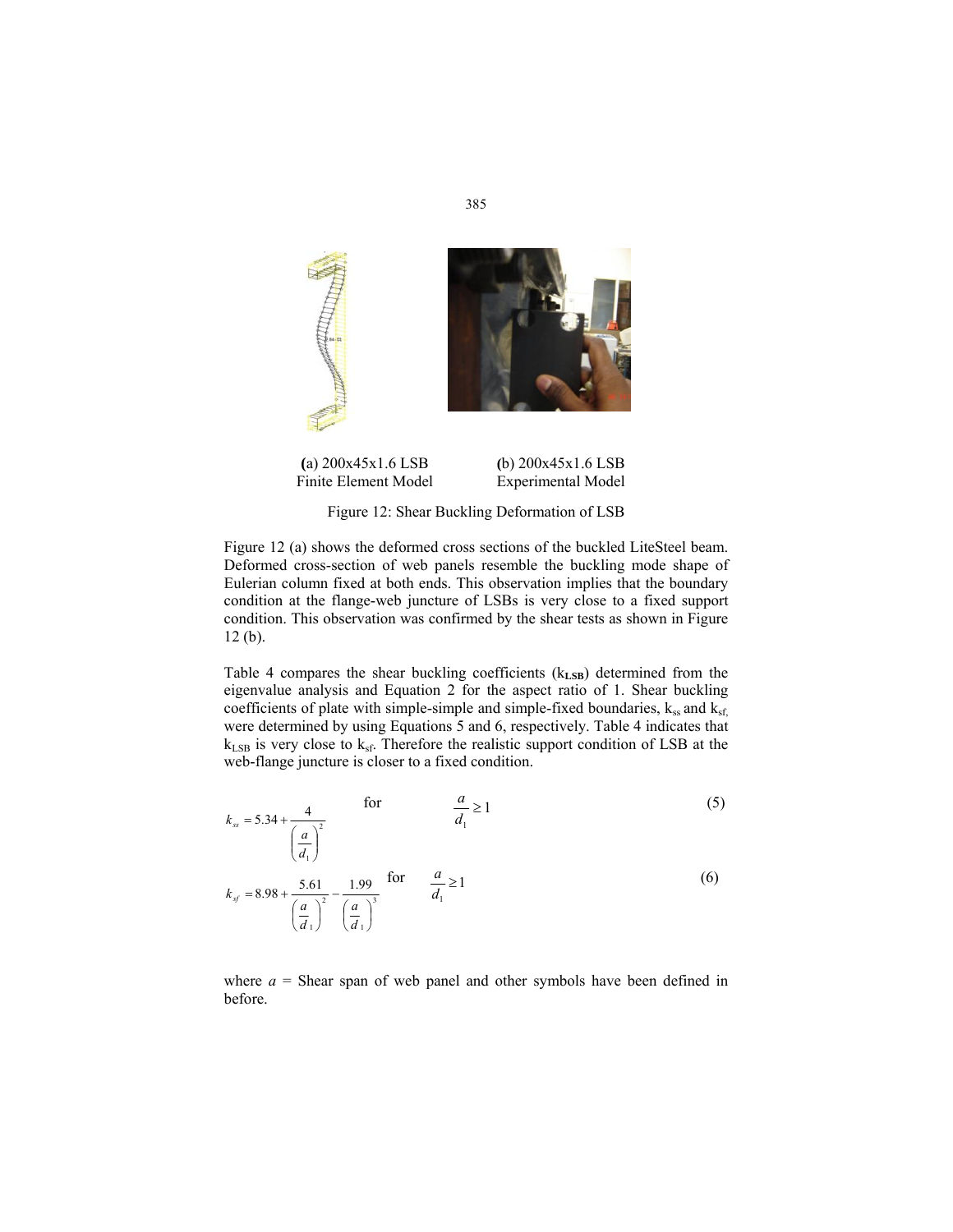(a) 200x45x1.6 LSB Finite Element Model

(b) 200x45x1.6 LSB Experimental Model

Figure 12: Shear Buckling Deformation of LSB

Figure 12 (a) shows the deformed cross sections of the buckled LiteSteel beam. Deformed cross-section of web panels resemble the buckling mode shape of Eulerian column fixed at both ends. This observation implies that the boundary condition at the flange-web juncture of LSBs is very close to a fixed support condition. This observation was confirmed by the shear tests as shown in Figure 12 (b).

Table 4 compares the shear buckling coefficients (**$k_{LSB}$**) determined from the eigenvalue analysis and Equation 2 for the aspect ratio of 1. Shear buckling coefficients of plate with simple-simple and simple-fixed boundaries, $k_{ss}$ and $k_{sf}$, were determined by using Equations 5 and 6, respectively. Table 4 indicates that $k_{LSB}$ is very close to $k_{sf}$. Therefore the realistic support condition of LSB at the web-flange juncture is closer to a fixed condition.

$$k_{ss} = 5.34 + \frac{4}{\left(\frac{a}{d_1}\right)^2} \quad \text{for} \quad \frac{a}{d_1} \geq 1 \tag{5}$$

$$k_{sf} = 8.98 + \frac{5.61}{\left(\frac{a}{d_1}\right)^2} - \frac{1.99}{\left(\frac{a}{d_1}\right)^3} \quad \text{for} \quad \frac{a}{d_1} \geq 1 \tag{6}$$

where $a$ = Shear span of web panel and other symbols have been defined in before.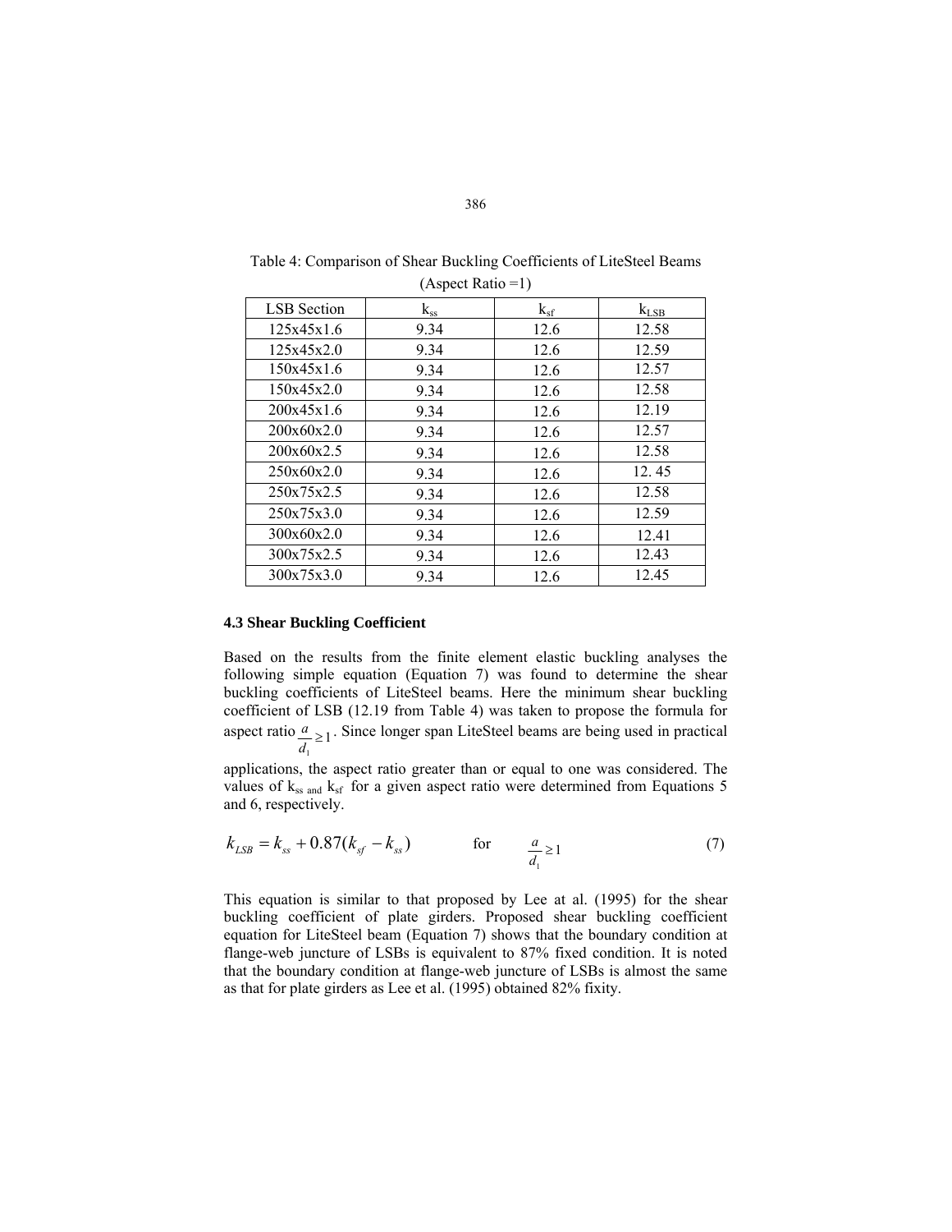Table 4: Comparison of Shear Buckling Coefficients of LiteSteel Beams (Aspect Ratio =1)

| LSB Section | $k_{ss}$ | $k_{sf}$ | $k_{LSB}$ |
|---|---|---|---|
| 125x45x1.6 | 9.34 | 12.6 | 12.58 |
| 125x45x2.0 | 9.34 | 12.6 | 12.59 |
| 150x45x1.6 | 9.34 | 12.6 | 12.57 |
| 150x45x2.0 | 9.34 | 12.6 | 12.58 |
| 200x45x1.6 | 9.34 | 12.6 | 12.19 |
| 200x60x2.0 | 9.34 | 12.6 | 12.57 |
| 200x60x2.5 | 9.34 | 12.6 | 12.58 |
| 250x60x2.0 | 9.34 | 12.6 | 12. 45 |
| 250x75x2.5 | 9.34 | 12.6 | 12.58 |
| 250x75x3.0 | 9.34 | 12.6 | 12.59 |
| 300x60x2.0 | 9.34 | 12.6 | 12.41 |
| 300x75x2.5 | 9.34 | 12.6 | 12.43 |
| 300x75x3.0 | 9.34 | 12.6 | 12.45 |

### 4.3 Shear Buckling Coefficient

Based on the results from the finite element elastic buckling analyses the following simple equation (Equation 7) was found to determine the shear buckling coefficients of LiteSteel beams. Here the minimum shear buckling coefficient of LSB (12.19 from Table 4) was taken to propose the formula for aspect ratio $\frac{a}{d_1} \geq 1$. Since longer span LiteSteel beams are being used in practical applications, the aspect ratio greater than or equal to one was considered. The values of $k_{ss}$ and $k_{sf}$ for a given aspect ratio were determined from Equations 5 and 6, respectively.

$$k_{LSB} = k_{ss} + 0.87(k_{sf} - k_{ss}) \qquad \text{for} \qquad \frac{a}{d_1} \geq 1 \tag{7}$$

This equation is similar to that proposed by Lee at al. (1995) for the shear buckling coefficient of plate girders. Proposed shear buckling coefficient equation for LiteSteel beam (Equation 7) shows that the boundary condition at flange-web juncture of LSBs is equivalent to 87% fixed condition. It is noted that the boundary condition at flange-web juncture of LSBs is almost the same as that for plate girders as Lee et al. (1995) obtained 82% fixity.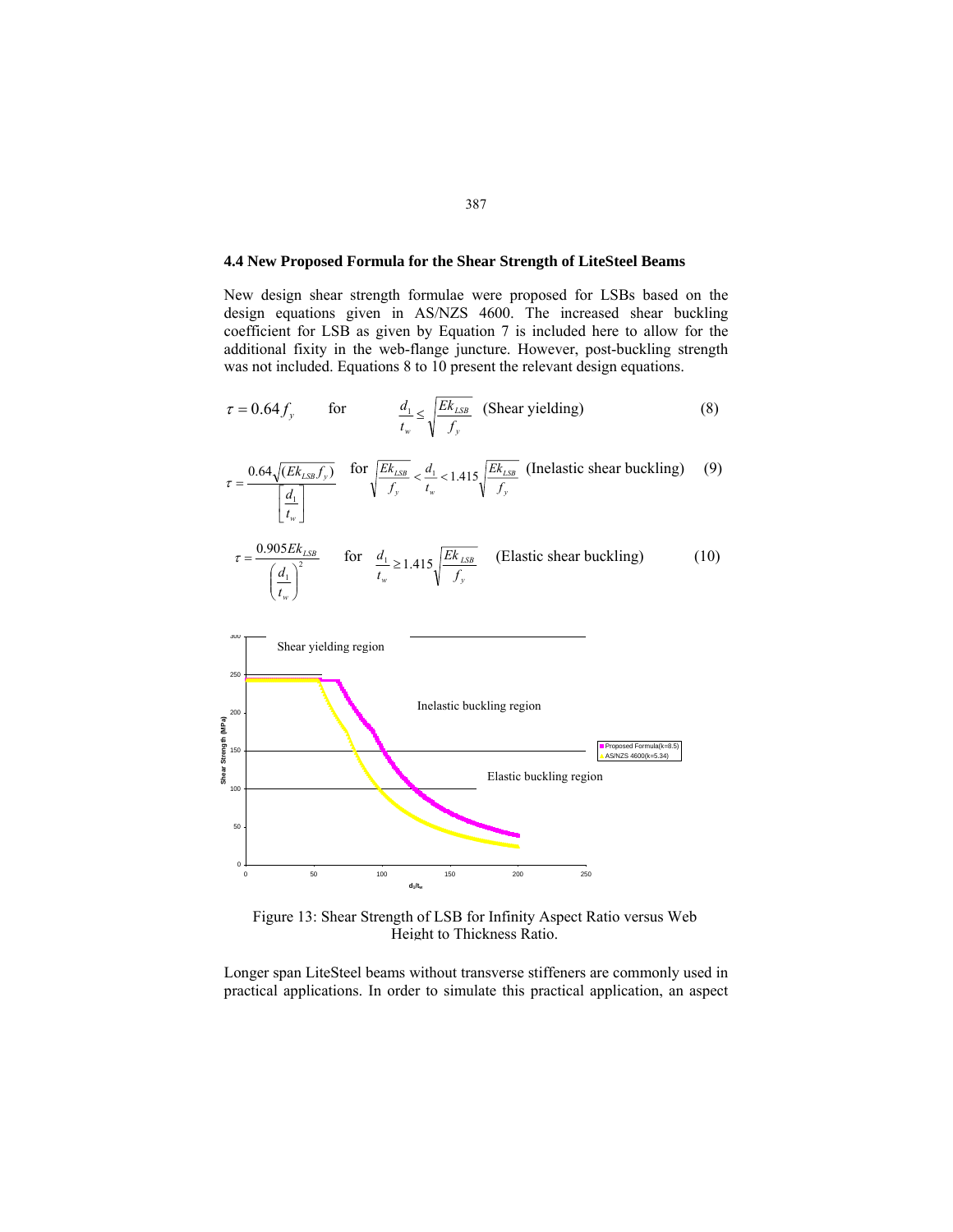### 4.4 New Proposed Formula for the Shear Strength of LiteSteel Beams

New design shear strength formulae were proposed for LSBs based on the design equations given in AS/NZS 4600. The increased shear buckling coefficient for LSB as given by Equation 7 is included here to allow for the additional fixity in the web-flange juncture. However, post-buckling strength was not included. Equations 8 to 10 present the relevant design equations.

$$\tau = 0.64 f_y \quad \text{for} \quad \frac{d_1}{t_w} \leq \sqrt{\frac{E k_{LSB}}{f_y}} \quad \text{(Shear yielding)} \tag{8}$$

$$\tau = \frac{0.64\sqrt{(E k_{LSB} f_y)}}{\left[\frac{d_1}{t_w}\right]} \quad \text{for} \quad \sqrt{\frac{E k_{LSB}}{f_y}} < \frac{d_1}{t_w} < 1.415\sqrt{\frac{E k_{LSB}}{f_y}} \quad \text{(Inelastic shear buckling)} \tag{9}$$

$$\tau = \frac{0.905 E k_{LSB}}{\left(\frac{d_1}{t_w}\right)^2} \quad \text{for} \quad \frac{d_1}{t_w} \geq 1.415\sqrt{\frac{E k_{LSB}}{f_y}} \quad \text{(Elastic shear buckling)} \tag{10}$$

Figure 13: Shear Strength of LSB for Infinity Aspect Ratio versus Web Height to Thickness Ratio.

Longer span LiteSteel beams without transverse stiffeners are commonly used in practical applications. In order to simulate this practical application, an aspect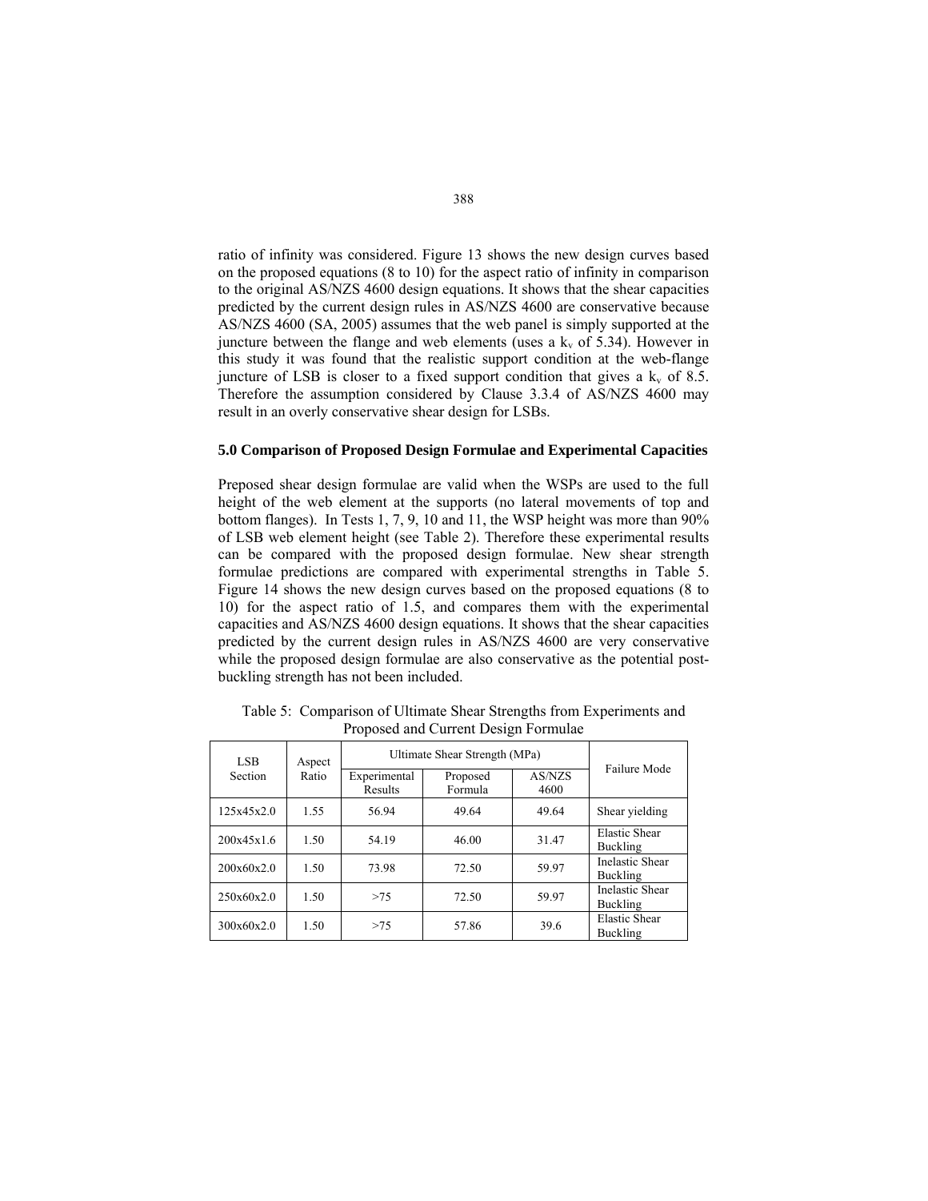ratio of infinity was considered. Figure 13 shows the new design curves based on the proposed equations (8 to 10) for the aspect ratio of infinity in comparison to the original AS/NZS 4600 design equations. It shows that the shear capacities predicted by the current design rules in AS/NZS 4600 are conservative because AS/NZS 4600 (SA, 2005) assumes that the web panel is simply supported at the juncture between the flange and web elements (uses a $k_v$ of 5.34). However in this study it was found that the realistic support condition at the web-flange juncture of LSB is closer to a fixed support condition that gives a $k_v$ of 8.5. Therefore the assumption considered by Clause 3.3.4 of AS/NZS 4600 may result in an overly conservative shear design for LSBs.

## 5.0 Comparison of Proposed Design Formulae and Experimental Capacities

Preposed shear design formulae are valid when the WSPs are used to the full height of the web element at the supports (no lateral movements of top and bottom flanges). In Tests 1, 7, 9, 10 and 11, the WSP height was more than 90% of LSB web element height (see Table 2). Therefore these experimental results can be compared with the proposed design formulae. New shear strength formulae predictions are compared with experimental strengths in Table 5. Figure 14 shows the new design curves based on the proposed equations (8 to 10) for the aspect ratio of 1.5, and compares them with the experimental capacities and AS/NZS 4600 design equations. It shows that the shear capacities predicted by the current design rules in AS/NZS 4600 are very conservative while the proposed design formulae are also conservative as the potential post-buckling strength has not been included.

Table 5: Comparison of Ultimate Shear Strengths from Experiments and Proposed and Current Design Formulae

| LSB Section | Aspect Ratio | Ultimate Shear Strength (MPa) | | | Failure Mode |
|---|---|---|---|---|---|
| | | Experimental Results | Proposed Formula | AS/NZS 4600 | |
| 125x45x2.0 | 1.55 | 56.94 | 49.64 | 49.64 | Shear yielding |
| 200x45x1.6 | 1.50 | 54.19 | 46.00 | 31.47 | Elastic Shear Buckling |
| 200x60x2.0 | 1.50 | 73.98 | 72.50 | 59.97 | Inelastic Shear Buckling |
| 250x60x2.0 | 1.50 | >75 | 72.50 | 59.97 | Inelastic Shear Buckling |
| 300x60x2.0 | 1.50 | >75 | 57.86 | 39.6 | Elastic Shear Buckling |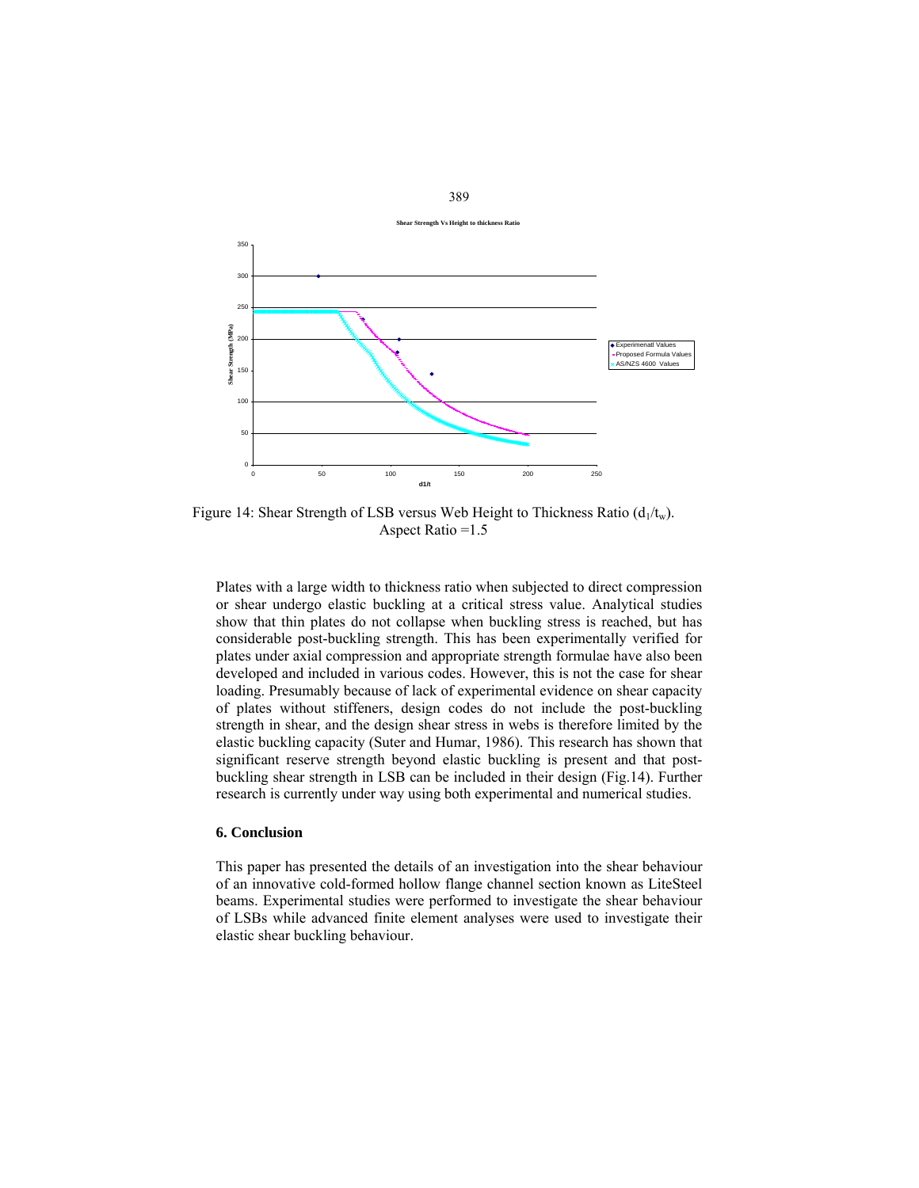Figure 14: Shear Strength of LSB versus Web Height to Thickness Ratio ($d_1/t_w$). Aspect Ratio =1.5

Plates with a large width to thickness ratio when subjected to direct compression or shear undergo elastic buckling at a critical stress value. Analytical studies show that thin plates do not collapse when buckling stress is reached, but has considerable post-buckling strength. This has been experimentally verified for plates under axial compression and appropriate strength formulae have also been developed and included in various codes. However, this is not the case for shear loading. Presumably because of lack of experimental evidence on shear capacity of plates without stiffeners, design codes do not include the post-buckling strength in shear, and the design shear stress in webs is therefore limited by the elastic buckling capacity (Suter and Humar, 1986). This research has shown that significant reserve strength beyond elastic buckling is present and that post-buckling shear strength in LSB can be included in their design (Fig.14). Further research is currently under way using both experimental and numerical studies.

## 6. Conclusion

This paper has presented the details of an investigation into the shear behaviour of an innovative cold-formed hollow flange channel section known as LiteSteel beams. Experimental studies were performed to investigate the shear behaviour of LSBs while advanced finite element analyses were used to investigate their elastic shear buckling behaviour.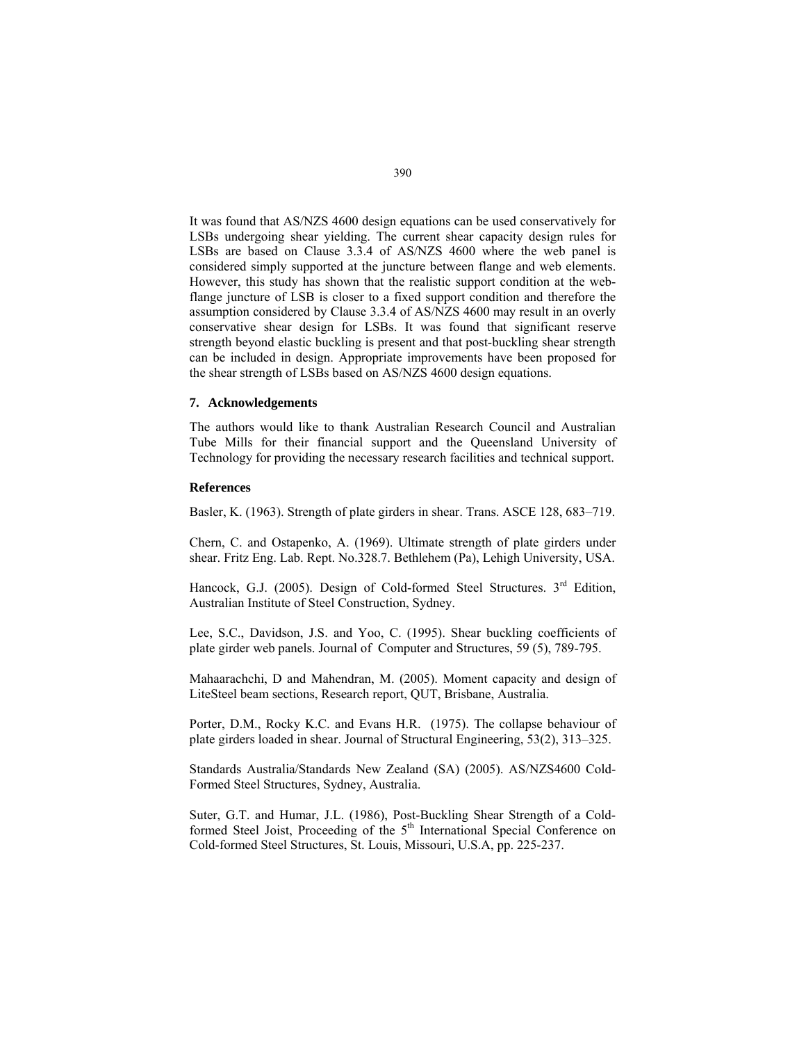It was found that AS/NZS 4600 design equations can be used conservatively for LSBs undergoing shear yielding. The current shear capacity design rules for LSBs are based on Clause 3.3.4 of AS/NZS 4600 where the web panel is considered simply supported at the juncture between flange and web elements. However, this study has shown that the realistic support condition at the web-flange juncture of LSB is closer to a fixed support condition and therefore the assumption considered by Clause 3.3.4 of AS/NZS 4600 may result in an overly conservative shear design for LSBs. It was found that significant reserve strength beyond elastic buckling is present and that post-buckling shear strength can be included in design. Appropriate improvements have been proposed for the shear strength of LSBs based on AS/NZS 4600 design equations.

## 7. Acknowledgements

The authors would like to thank Australian Research Council and Australian Tube Mills for their financial support and the Queensland University of Technology for providing the necessary research facilities and technical support.

## References

Basler, K. (1963). Strength of plate girders in shear. Trans. ASCE 128, 683–719.

Chern, C. and Ostapenko, A. (1969). Ultimate strength of plate girders under shear. Fritz Eng. Lab. Rept. No.328.7. Bethlehem (Pa), Lehigh University, USA.

Hancock, G.J. (2005). Design of Cold-formed Steel Structures. 3rd Edition, Australian Institute of Steel Construction, Sydney.

Lee, S.C., Davidson, J.S. and Yoo, C. (1995). Shear buckling coefficients of plate girder web panels. Journal of Computer and Structures, 59 (5), 789-795.

Mahaarachchi, D and Mahendran, M. (2005). Moment capacity and design of LiteSteel beam sections, Research report, QUT, Brisbane, Australia.

Porter, D.M., Rocky K.C. and Evans H.R. (1975). The collapse behaviour of plate girders loaded in shear. Journal of Structural Engineering, 53(2), 313–325.

Standards Australia/Standards New Zealand (SA) (2005). AS/NZS4600 Cold-Formed Steel Structures, Sydney, Australia.

Suter, G.T. and Humar, J.L. (1986), Post-Buckling Shear Strength of a Cold-formed Steel Joist, Proceeding of the 5th International Special Conference on Cold-formed Steel Structures, St. Louis, Missouri, U.S.A, pp. 225-237.